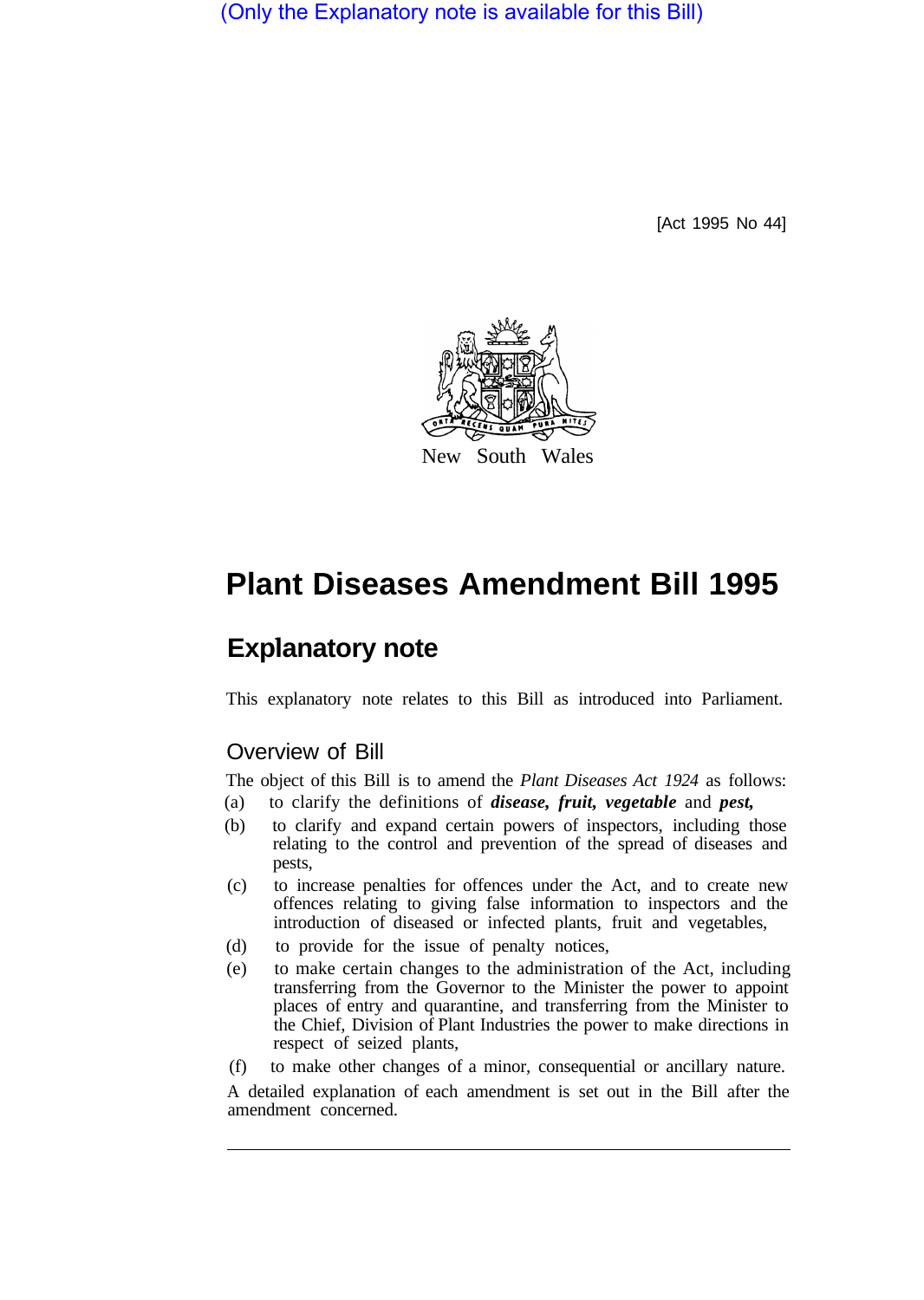(Only the Explanatory note is available for this Bill)

[Act 1995 No 44]

New South Wales

# Plant Diseases Amendment Bill 1995

## Explanatory note

This explanatory note relates to this Bill as introduced into Parliament.

### Overview of Bill

The object of this Bill is to amend the *Plant Diseases Act 1924* as follows:

(a) to clarify the definitions of ***disease, fruit, vegetable*** and ***pest,***

(b) to clarify and expand certain powers of inspectors, including those relating to the control and prevention of the spread of diseases and pests,

(c) to increase penalties for offences under the Act, and to create new offences relating to giving false information to inspectors and the introduction of diseased or infected plants, fruit and vegetables,

(d) to provide for the issue of penalty notices,

(e) to make certain changes to the administration of the Act, including transferring from the Governor to the Minister the power to appoint places of entry and quarantine, and transferring from the Minister to the Chief, Division of Plant Industries the power to make directions in respect of seized plants,

(f) to make other changes of a minor, consequential or ancillary nature.

A detailed explanation of each amendment is set out in the Bill after the amendment concerned.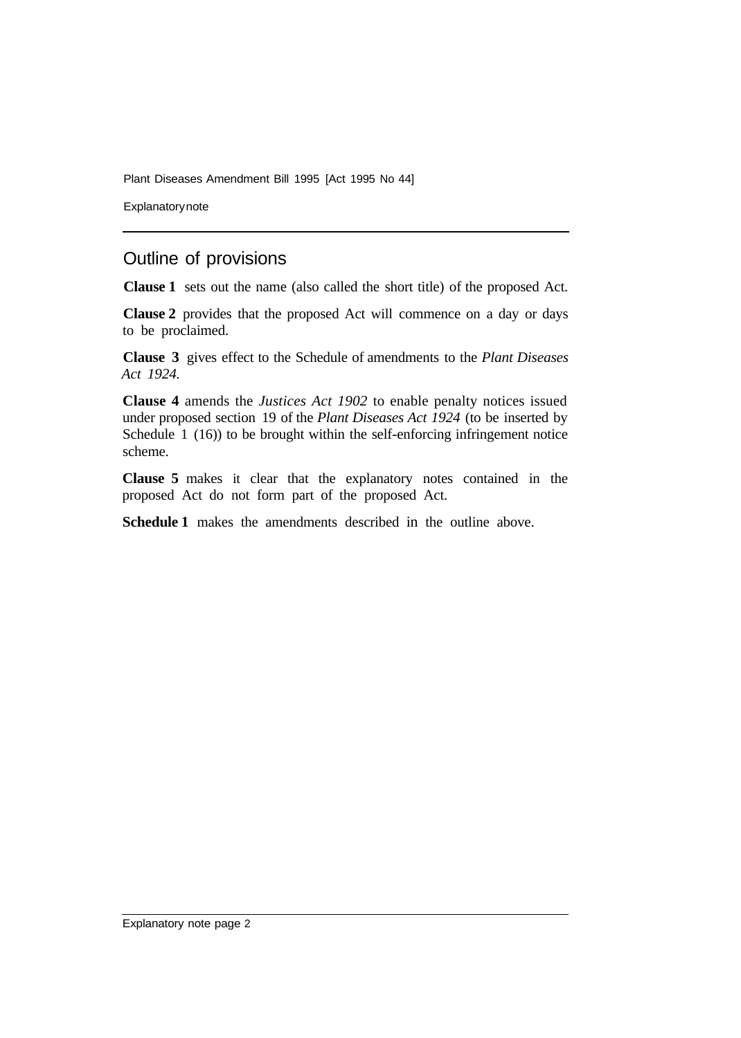## Outline of provisions

**Clause 1** sets out the name (also called the short title) of the proposed Act.

**Clause 2** provides that the proposed Act will commence on a day or days to be proclaimed.

**Clause 3** gives effect to the Schedule of amendments to the *Plant Diseases Act 1924.*

**Clause 4** amends the *Justices Act 1902* to enable penalty notices issued under proposed section 19 of the *Plant Diseases Act 1924* (to be inserted by Schedule 1 (16)) to be brought within the self-enforcing infringement notice scheme.

**Clause 5** makes it clear that the explanatory notes contained in the proposed Act do not form part of the proposed Act.

**Schedule 1** makes the amendments described in the outline above.